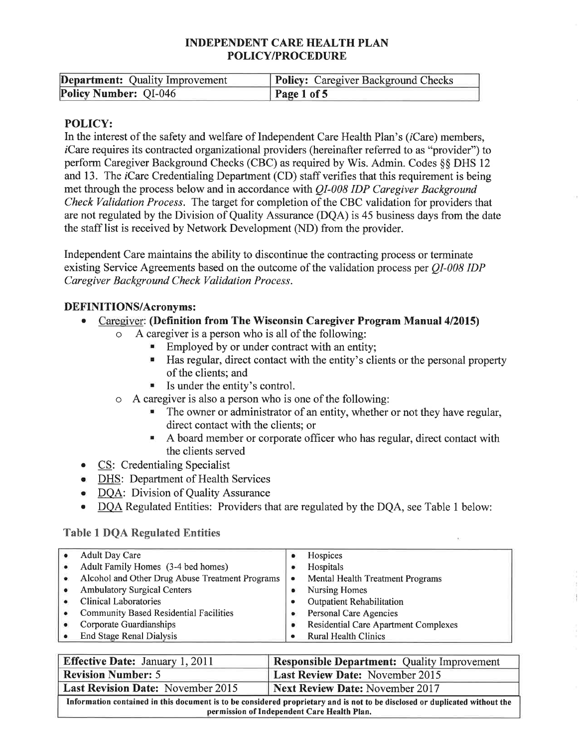# INDEPENDENT CARE HEALTH PLAN
# POLICY/PROCEDURE

| **Department:** Quality Improvement | **Policy:** Caregiver Background Checks |
|---|---|
| **Policy Number:** QI-046 | **Page 1 of 5** |

## POLICY:

In the interest of the safety and welfare of Independent Care Health Plan's (*i*Care) members, *i*Care requires its contracted organizational providers (hereinafter referred to as "provider") to perform Caregiver Background Checks (CBC) as required by Wis. Admin. Codes §§ DHS 12 and 13. The *i*Care Credentialing Department (CD) staff verifies that this requirement is being met through the process below and in accordance with *QI-008 IDP Caregiver Background Check Validation Process*. The target for completion of the CBC validation for providers that are not regulated by the Division of Quality Assurance (DQA) is 45 business days from the date the staff list is received by Network Development (ND) from the provider.

Independent Care maintains the ability to discontinue the contracting process or terminate existing Service Agreements based on the outcome of the validation process per *QI-008 IDP Caregiver Background Check Validation Process*.

## DEFINITIONS/Acronyms:

- Caregiver: **(Definition from The Wisconsin Caregiver Program Manual 4/2015)**
  - A caregiver is a person who is all of the following:
    - Employed by or under contract with an entity;
    - Has regular, direct contact with the entity's clients or the personal property of the clients; and
    - Is under the entity's control.
  - A caregiver is also a person who is one of the following:
    - The owner or administrator of an entity, whether or not they have regular, direct contact with the clients; or
    - A board member or corporate officer who has regular, direct contact with the clients served
- CS: Credentialing Specialist
- DHS: Department of Health Services
- DQA: Division of Quality Assurance
- DQA Regulated Entities: Providers that are regulated by the DQA, see Table 1 below:

**Table 1 DQA Regulated Entities**

| | |
|---|---|
| • Adult Day Care | • Hospices |
| • Adult Family Homes (3-4 bed homes) | • Hospitals |
| • Alcohol and Other Drug Abuse Treatment Programs | • Mental Health Treatment Programs |
| • Ambulatory Surgical Centers | • Nursing Homes |
| • Clinical Laboratories | • Outpatient Rehabilitation |
| • Community Based Residential Facilities | • Personal Care Agencies |
| • Corporate Guardianships | • Residential Care Apartment Complexes |
| • End Stage Renal Dialysis | • Rural Health Clinics |

| **Effective Date:** January 1, 2011 | **Responsible Department:** Quality Improvement |
|---|---|
| **Revision Number:** 5 | **Last Review Date:** November 2015 |
| **Last Revision Date:** November 2015 | **Next Review Date:** November 2017 |

**Information contained in this document is to be considered proprietary and is not to be disclosed or duplicated without the permission of Independent Care Health Plan.**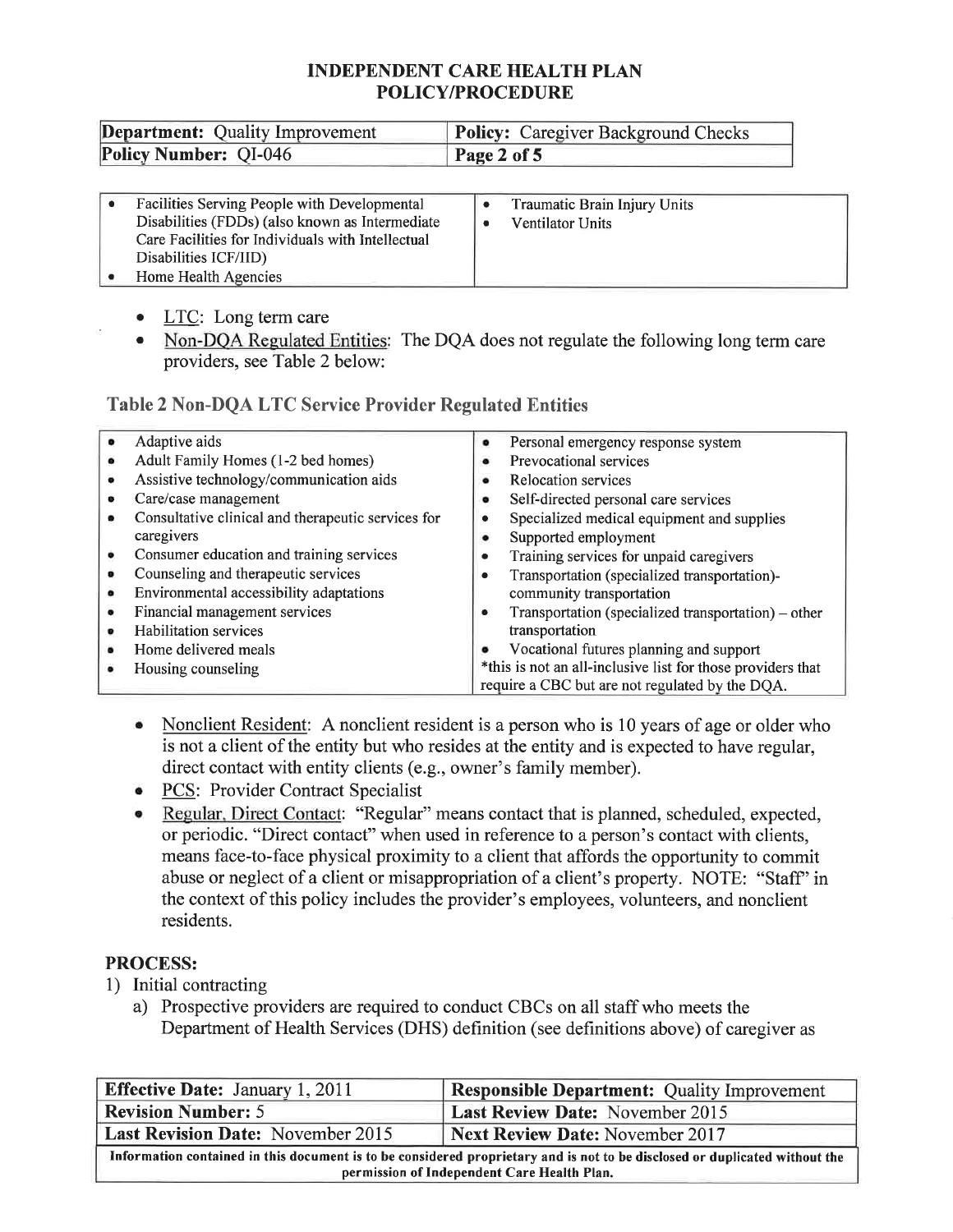| | |
|---|---|
| • Facilities Serving People with Developmental Disabilities (FDDs) (also known as Intermediate Care Facilities for Individuals with Intellectual Disabilities ICF/IID)<br>• Home Health Agencies | • Traumatic Brain Injury Units<br>• Ventilator Units |

- LTC: Long term care
- Non-DQA Regulated Entities: The DQA does not regulate the following long term care providers, see Table 2 below:

### Table 2 Non-DQA LTC Service Provider Regulated Entities

| | |
|---|---|
| • Adaptive aids<br>• Adult Family Homes (1-2 bed homes)<br>• Assistive technology/communication aids<br>• Care/case management<br>• Consultative clinical and therapeutic services for caregivers<br>• Consumer education and training services<br>• Counseling and therapeutic services<br>• Environmental accessibility adaptations<br>• Financial management services<br>• Habilitation services<br>• Home delivered meals<br>• Housing counseling | • Personal emergency response system<br>• Prevocational services<br>• Relocation services<br>• Self-directed personal care services<br>• Specialized medical equipment and supplies<br>• Supported employment<br>• Training services for unpaid caregivers<br>• Transportation (specialized transportation)-community transportation<br>• Transportation (specialized transportation) – other transportation<br>• Vocational futures planning and support<br>*this is not an all-inclusive list for those providers that require a CBC but are not regulated by the DQA. |

- Nonclient Resident: A nonclient resident is a person who is 10 years of age or older who is not a client of the entity but who resides at the entity and is expected to have regular, direct contact with entity clients (e.g., owner's family member).
- PCS: Provider Contract Specialist
- Regular, Direct Contact: "Regular" means contact that is planned, scheduled, expected, or periodic. "Direct contact" when used in reference to a person's contact with clients, means face-to-face physical proximity to a client that affords the opportunity to commit abuse or neglect of a client or misappropriation of a client's property. NOTE: "Staff" in the context of this policy includes the provider's employees, volunteers, and nonclient residents.

**PROCESS:**

1) Initial contracting
   a) Prospective providers are required to conduct CBCs on all staff who meets the Department of Health Services (DHS) definition (see definitions above) of caregiver as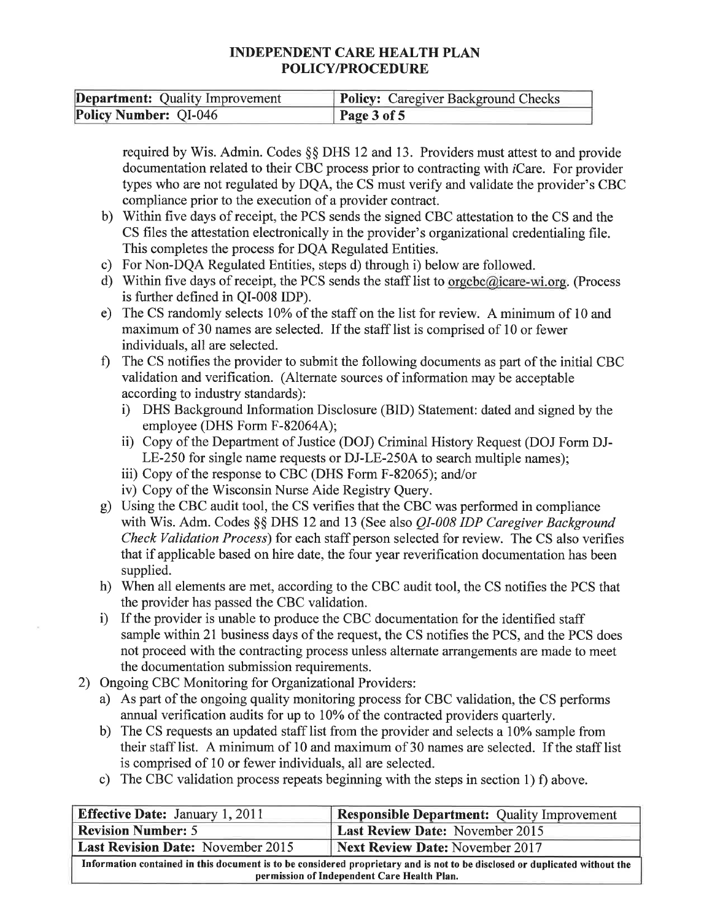required by Wis. Admin. Codes §§ DHS 12 and 13. Providers must attest to and provide documentation related to their CBC process prior to contracting with *i*Care. For provider types who are not regulated by DQA, the CS must verify and validate the provider's CBC compliance prior to the execution of a provider contract.

b) Within five days of receipt, the PCS sends the signed CBC attestation to the CS and the CS files the attestation electronically in the provider's organizational credentialing file. This completes the process for DQA Regulated Entities.

c) For Non-DQA Regulated Entities, steps d) through i) below are followed.

d) Within five days of receipt, the PCS sends the staff list to orgcbc@icare-wi.org. (Process is further defined in QI-008 IDP).

e) The CS randomly selects 10% of the staff on the list for review. A minimum of 10 and maximum of 30 names are selected. If the staff list is comprised of 10 or fewer individuals, all are selected.

f) The CS notifies the provider to submit the following documents as part of the initial CBC validation and verification. (Alternate sources of information may be acceptable according to industry standards):
   - i) DHS Background Information Disclosure (BID) Statement: dated and signed by the employee (DHS Form F-82064A);
   - ii) Copy of the Department of Justice (DOJ) Criminal History Request (DOJ Form DJ-LE-250 for single name requests or DJ-LE-250A to search multiple names);
   - iii) Copy of the response to CBC (DHS Form F-82065); and/or
   - iv) Copy of the Wisconsin Nurse Aide Registry Query.

g) Using the CBC audit tool, the CS verifies that the CBC was performed in compliance with Wis. Adm. Codes §§ DHS 12 and 13 (See also *QI-008 IDP Caregiver Background Check Validation Process*) for each staff person selected for review. The CS also verifies that if applicable based on hire date, the four year reverification documentation has been supplied.

h) When all elements are met, according to the CBC audit tool, the CS notifies the PCS that the provider has passed the CBC validation.

i) If the provider is unable to produce the CBC documentation for the identified staff sample within 21 business days of the request, the CS notifies the PCS, and the PCS does not proceed with the contracting process unless alternate arrangements are made to meet the documentation submission requirements.

2) Ongoing CBC Monitoring for Organizational Providers:
   - a) As part of the ongoing quality monitoring process for CBC validation, the CS performs annual verification audits for up to 10% of the contracted providers quarterly.
   - b) The CS requests an updated staff list from the provider and selects a 10% sample from their staff list. A minimum of 10 and maximum of 30 names are selected. If the staff list is comprised of 10 or fewer individuals, all are selected.
   - c) The CBC validation process repeats beginning with the steps in section 1) f) above.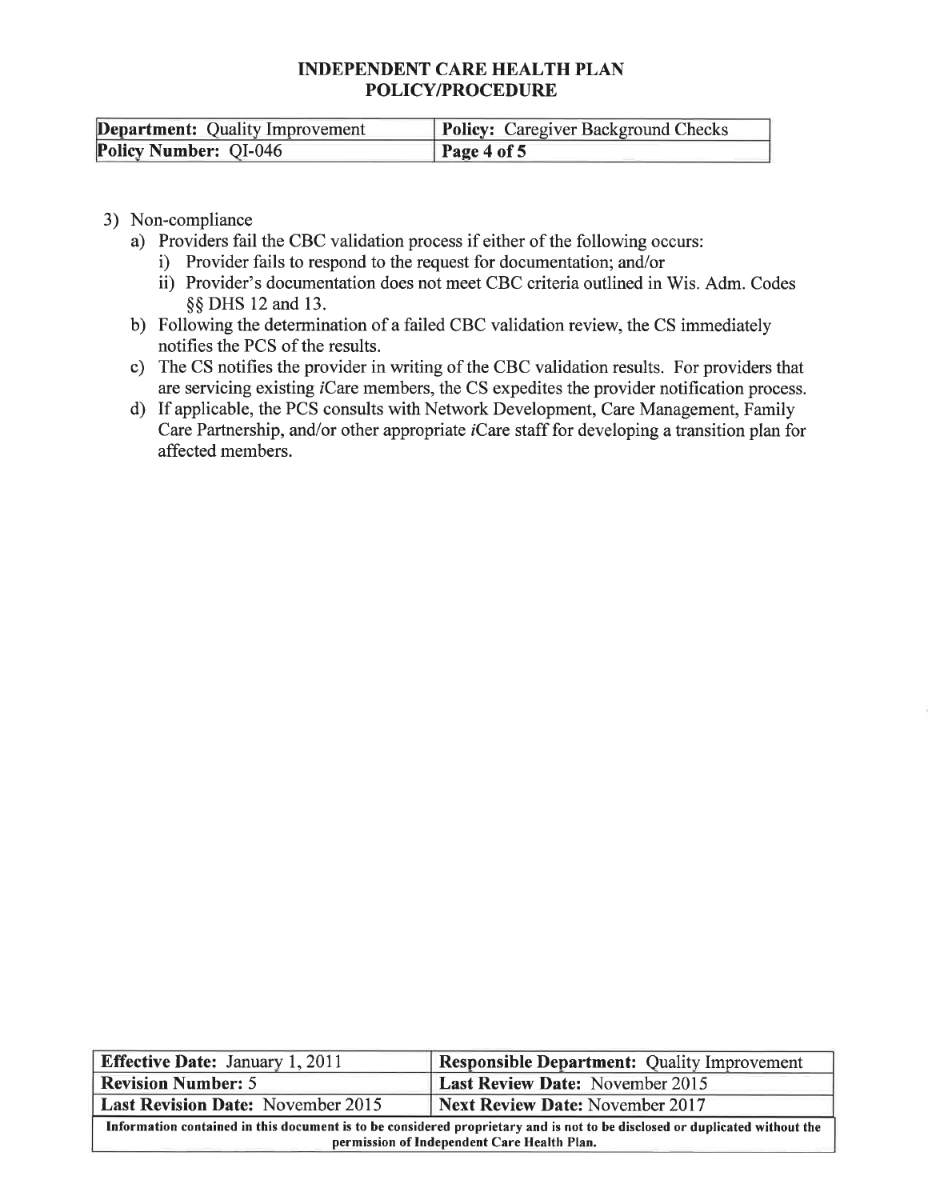3) Non-compliance
   a) Providers fail the CBC validation process if either of the following occurs:
      i) Provider fails to respond to the request for documentation; and/or
      ii) Provider's documentation does not meet CBC criteria outlined in Wis. Adm. Codes §§ DHS 12 and 13.
   b) Following the determination of a failed CBC validation review, the CS immediately notifies the PCS of the results.
   c) The CS notifies the provider in writing of the CBC validation results. For providers that are servicing existing *i*Care members, the CS expedites the provider notification process.
   d) If applicable, the PCS consults with Network Development, Care Management, Family Care Partnership, and/or other appropriate *i*Care staff for developing a transition plan for affected members.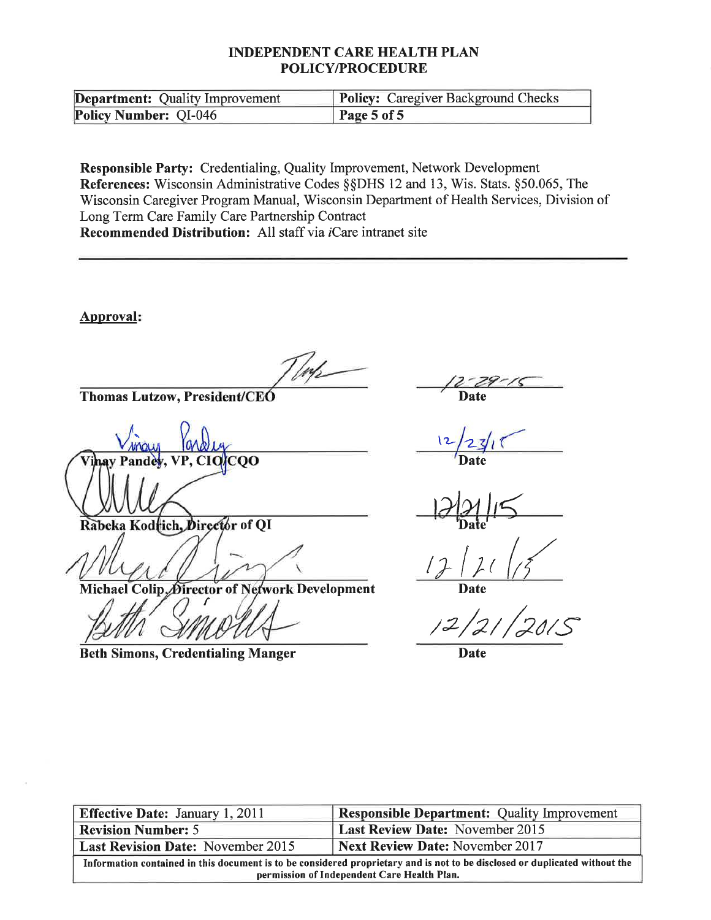**Responsible Party:** Credentialing, Quality Improvement, Network Development
**References:** Wisconsin Administrative Codes §§DHS 12 and 13, Wis. Stats. §50.065, The Wisconsin Caregiver Program Manual, Wisconsin Department of Health Services, Division of Long Term Care Family Care Partnership Contract
**Recommended Distribution:** All staff via *i*Care intranet site

---

**Approval:**

| | |
|---|---|
| **Thomas Lutzow, President/CEO** | 12-29-15 **Date** |
| **Vinay Pandey, VP, CIO/CQO** | 12/23/15 **Date** |
| **Rabeka Kodrich, Director of QI** | 12/21/15 **Date** |
| **Michael Colip, Director of Network Development** | 12/21/15 **Date** |
| **Beth Simons, Credentialing Manger** | 12/21/2015 **Date** |

| | |
|---|---|
| **Effective Date:** January 1, 2011 | **Responsible Department:** Quality Improvement |
| **Revision Number:** 5 | **Last Review Date:** November 2015 |
| **Last Revision Date:** November 2015 | **Next Review Date:** November 2017 |

**Information contained in this document is to be considered proprietary and is not to be disclosed or duplicated without the permission of Independent Care Health Plan.**